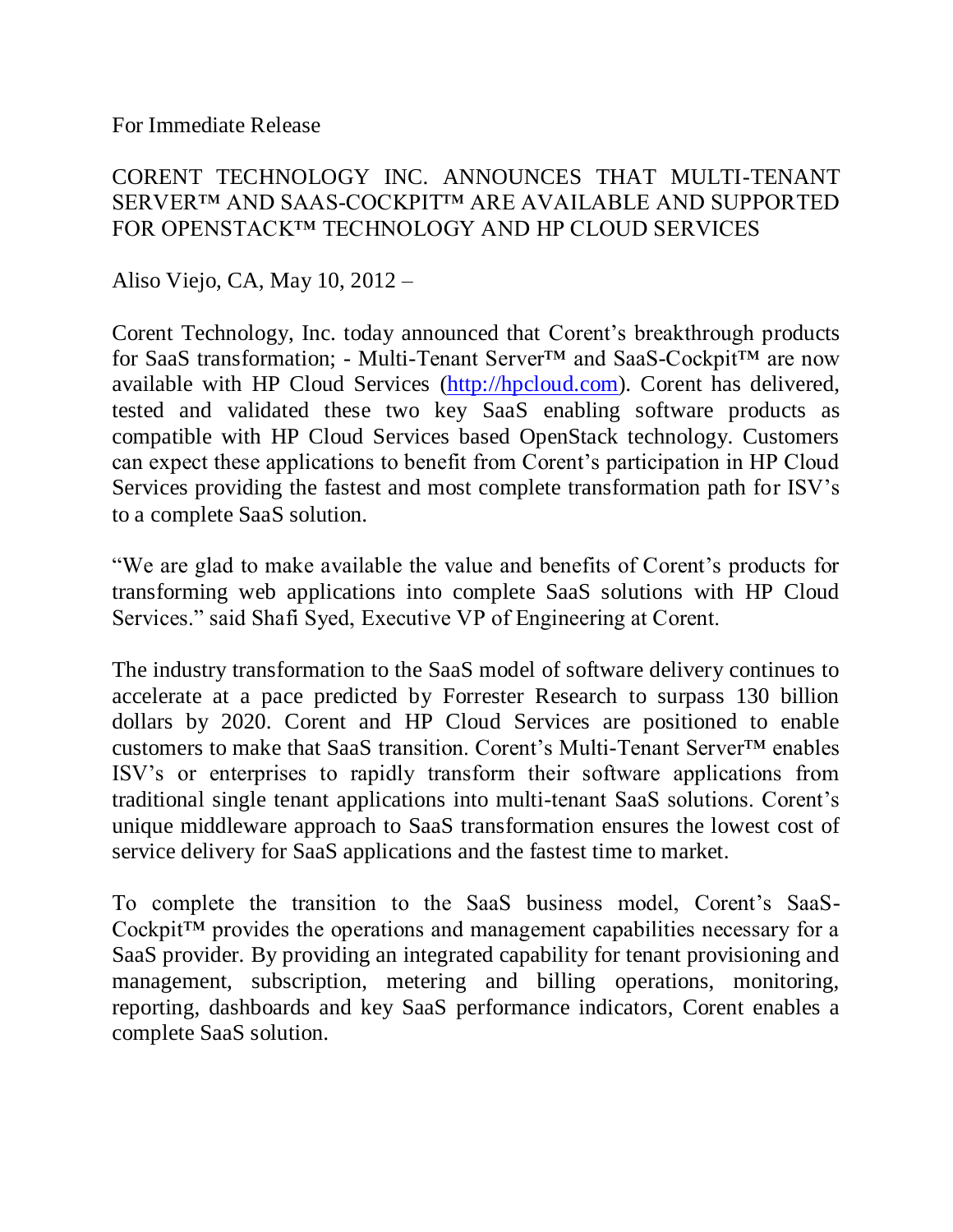For Immediate Release

# CORENT TECHNOLOGY INC. ANNOUNCES THAT MULTI-TENANT SERVER™ AND SAAS-COCKPIT™ ARE AVAILABLE AND SUPPORTED FOR OPENSTACK™ TECHNOLOGY AND HP CLOUD SERVICES

Aliso Viejo, CA, May 10, 2012 –

Corent Technology, Inc. today announced that Corent's breakthrough products for SaaS transformation; - Multi-Tenant Server™ and SaaS-Cockpit™ are now available with HP Cloud Services (http://hpcloud.com). Corent has delivered, tested and validated these two key SaaS enabling software products as compatible with HP Cloud Services based OpenStack technology. Customers can expect these applications to benefit from Corent's participation in HP Cloud Services providing the fastest and most complete transformation path for ISV's to a complete SaaS solution.

"We are glad to make available the value and benefits of Corent's products for transforming web applications into complete SaaS solutions with HP Cloud Services." said Shafi Syed, Executive VP of Engineering at Corent.

The industry transformation to the SaaS model of software delivery continues to accelerate at a pace predicted by Forrester Research to surpass 130 billion dollars by 2020. Corent and HP Cloud Services are positioned to enable customers to make that SaaS transition. Corent's Multi-Tenant Server™ enables ISV's or enterprises to rapidly transform their software applications from traditional single tenant applications into multi-tenant SaaS solutions. Corent's unique middleware approach to SaaS transformation ensures the lowest cost of service delivery for SaaS applications and the fastest time to market.

To complete the transition to the SaaS business model, Corent's SaaS-Cockpit™ provides the operations and management capabilities necessary for a SaaS provider. By providing an integrated capability for tenant provisioning and management, subscription, metering and billing operations, monitoring, reporting, dashboards and key SaaS performance indicators, Corent enables a complete SaaS solution.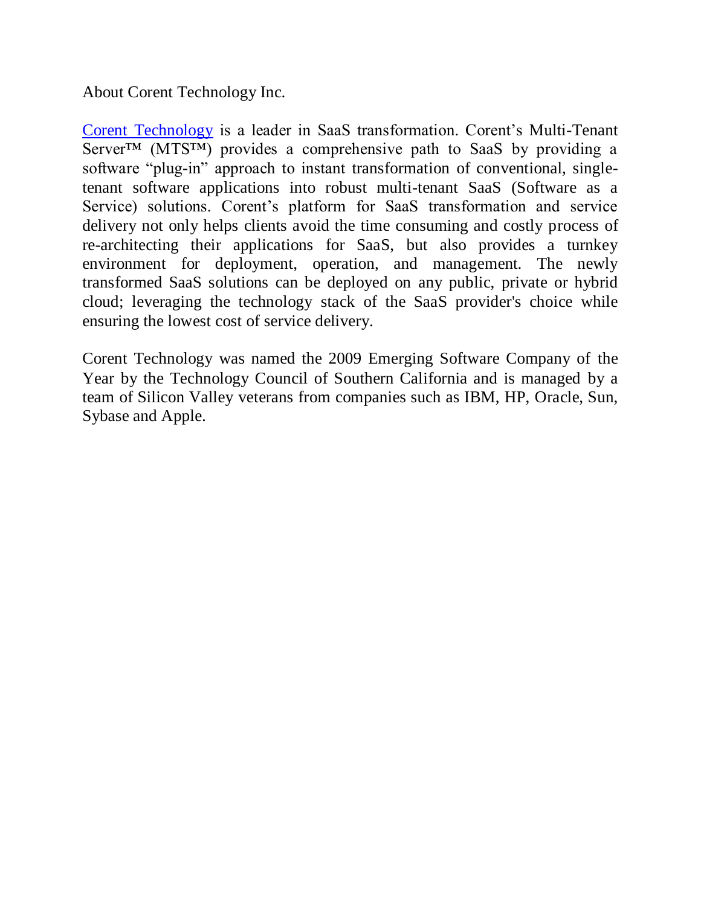About Corent Technology Inc.

Corent Technology is a leader in SaaS transformation. Corent's Multi-Tenant Server™ (MTS™) provides a comprehensive path to SaaS by providing a software "plug-in" approach to instant transformation of conventional, single-tenant software applications into robust multi-tenant SaaS (Software as a Service) solutions. Corent's platform for SaaS transformation and service delivery not only helps clients avoid the time consuming and costly process of re-architecting their applications for SaaS, but also provides a turnkey environment for deployment, operation, and management. The newly transformed SaaS solutions can be deployed on any public, private or hybrid cloud; leveraging the technology stack of the SaaS provider's choice while ensuring the lowest cost of service delivery.

Corent Technology was named the 2009 Emerging Software Company of the Year by the Technology Council of Southern California and is managed by a team of Silicon Valley veterans from companies such as IBM, HP, Oracle, Sun, Sybase and Apple.